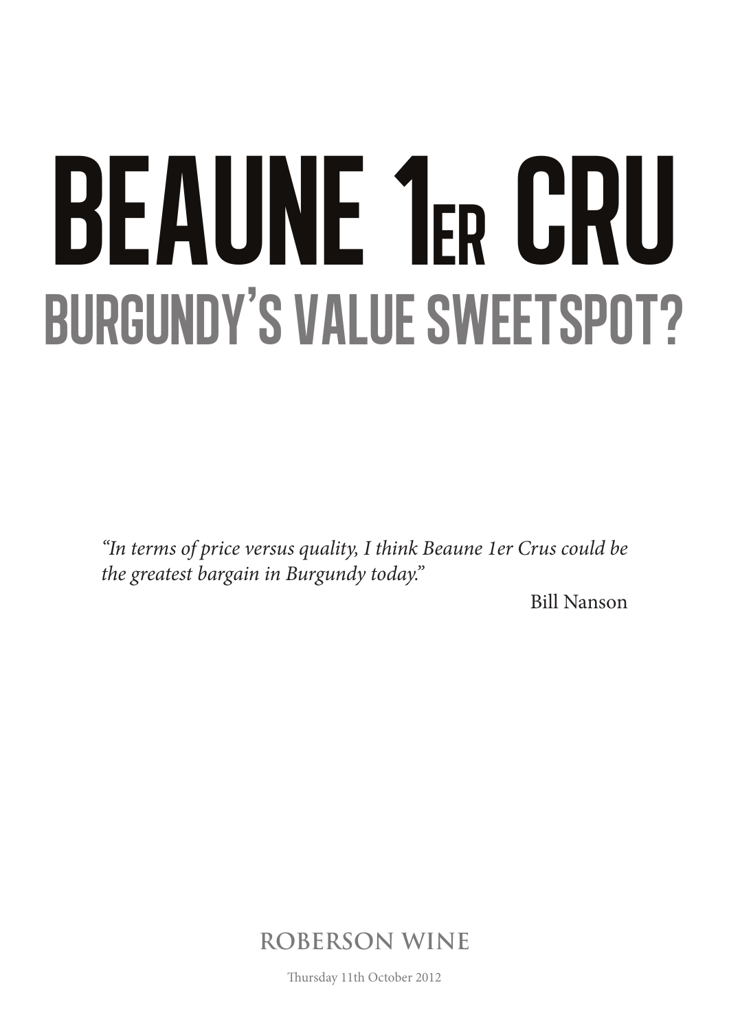# BEAUNE 1ER CRU

## BURGUNDY'S VALUE SWEETSPOT?

*"In terms of price versus quality, I think Beaune 1er Crus could be the greatest bargain in Burgundy today."*

Bill Nanson

**ROBERSON WINE**

Thursday 11th October 2012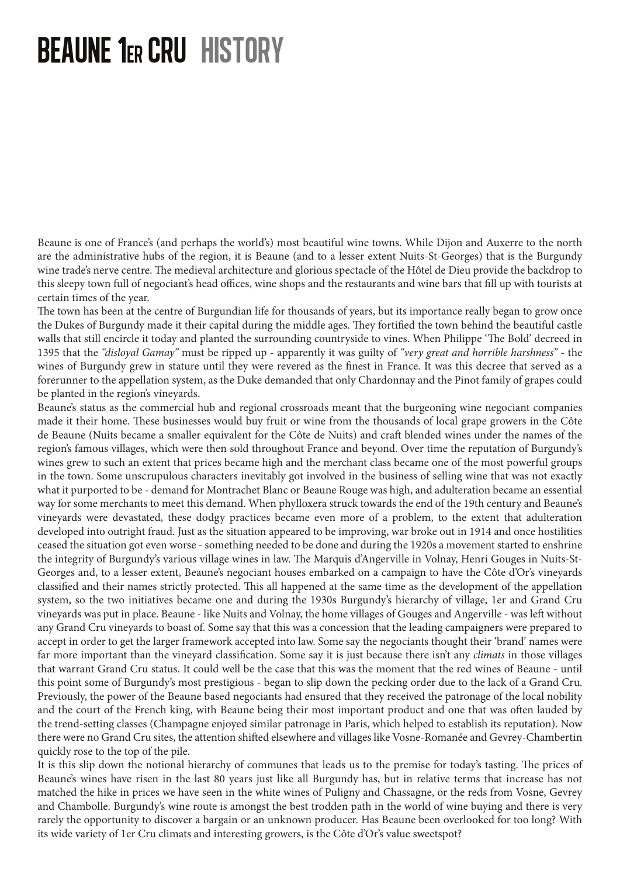# BEAUNE 1ER CRU HISTORY

Beaune is one of France's (and perhaps the world's) most beautiful wine towns. While Dijon and Auxerre to the north are the administrative hubs of the region, it is Beaune (and to a lesser extent Nuits-St-Georges) that is the Burgundy wine trade's nerve centre. The medieval architecture and glorious spectacle of the Hôtel de Dieu provide the backdrop to this sleepy town full of negociant's head offices, wine shops and the restaurants and wine bars that fill up with tourists at certain times of the year.

The town has been at the centre of Burgundian life for thousands of years, but its importance really began to grow once the Dukes of Burgundy made it their capital during the middle ages. They fortified the town behind the beautiful castle walls that still encircle it today and planted the surrounding countryside to vines. When Philippe 'The Bold' decreed in 1395 that the *"disloyal Gamay"* must be ripped up - apparently it was guilty of *"very great and horrible harshness"* - the wines of Burgundy grew in stature until they were revered as the finest in France. It was this decree that served as a forerunner to the appellation system, as the Duke demanded that only Chardonnay and the Pinot family of grapes could be planted in the region's vineyards.

Beaune's status as the commercial hub and regional crossroads meant that the burgeoning wine negociant companies made it their home. These businesses would buy fruit or wine from the thousands of local grape growers in the Côte de Beaune (Nuits became a smaller equivalent for the Côte de Nuits) and craft blended wines under the names of the region's famous villages, which were then sold throughout France and beyond. Over time the reputation of Burgundy's wines grew to such an extent that prices became high and the merchant class became one of the most powerful groups in the town. Some unscrupulous characters inevitably got involved in the business of selling wine that was not exactly what it purported to be - demand for Montrachet Blanc or Beaune Rouge was high, and adulteration became an essential way for some merchants to meet this demand. When phylloxera struck towards the end of the 19th century and Beaune's vineyards were devastated, these dodgy practices became even more of a problem, to the extent that adulteration developed into outright fraud. Just as the situation appeared to be improving, war broke out in 1914 and once hostilities ceased the situation got even worse - something needed to be done and during the 1920s a movement started to enshrine the integrity of Burgundy's various village wines in law. The Marquis d'Angerville in Volnay, Henri Gouges in Nuits-St-Georges and, to a lesser extent, Beaune's negociant houses embarked on a campaign to have the Côte d'Or's vineyards classified and their names strictly protected. This all happened at the same time as the development of the appellation system, so the two initiatives became one and during the 1930s Burgundy's hierarchy of village, 1er and Grand Cru vineyards was put in place. Beaune - like Nuits and Volnay, the home villages of Gouges and Angerville - was left without any Grand Cru vineyards to boast of. Some say that this was a concession that the leading campaigners were prepared to accept in order to get the larger framework accepted into law. Some say the negociants thought their 'brand' names were far more important than the vineyard classification. Some say it is just because there isn't any *climats* in those villages that warrant Grand Cru status. It could well be the case that this was the moment that the red wines of Beaune - until this point some of Burgundy's most prestigious - began to slip down the pecking order due to the lack of a Grand Cru. Previously, the power of the Beaune based negociants had ensured that they received the patronage of the local nobility and the court of the French king, with Beaune being their most important product and one that was often lauded by the trend-setting classes (Champagne enjoyed similar patronage in Paris, which helped to establish its reputation). Now there were no Grand Cru sites, the attention shifted elsewhere and villages like Vosne-Romanée and Gevrey-Chambertin quickly rose to the top of the pile.

It is this slip down the notional hierarchy of communes that leads us to the premise for today's tasting. The prices of Beaune's wines have risen in the last 80 years just like all Burgundy has, but in relative terms that increase has not matched the hike in prices we have seen in the white wines of Puligny and Chassagne, or the reds from Vosne, Gevrey and Chambolle. Burgundy's wine route is amongst the best trodden path in the world of wine buying and there is very rarely the opportunity to discover a bargain or an unknown producer. Has Beaune been overlooked for too long? With its wide variety of 1er Cru climats and interesting growers, is the Côte d'Or's value sweetspot?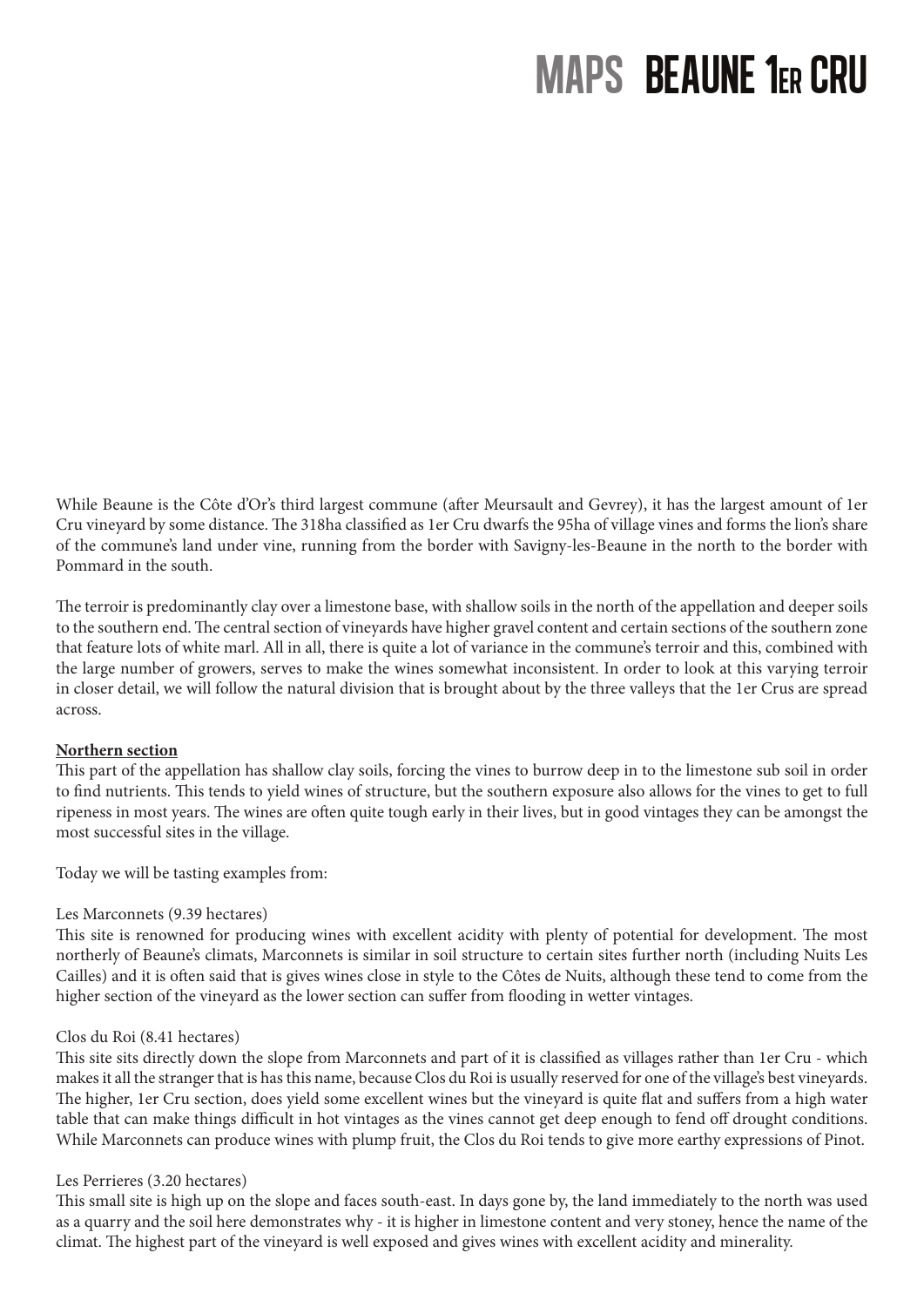# MAPS BEAUNE 1er CRU

While Beaune is the Côte d'Or's third largest commune (after Meursault and Gevrey), it has the largest amount of 1er Cru vineyard by some distance. The 318ha classified as 1er Cru dwarfs the 95ha of village vines and forms the lion's share of the commune's land under vine, running from the border with Savigny-les-Beaune in the north to the border with Pommard in the south.

The terroir is predominantly clay over a limestone base, with shallow soils in the north of the appellation and deeper soils to the southern end. The central section of vineyards have higher gravel content and certain sections of the southern zone that feature lots of white marl. All in all, there is quite a lot of variance in the commune's terroir and this, combined with the large number of growers, serves to make the wines somewhat inconsistent. In order to look at this varying terroir in closer detail, we will follow the natural division that is brought about by the three valleys that the 1er Crus are spread across.

**Northern section**

This part of the appellation has shallow clay soils, forcing the vines to burrow deep in to the limestone sub soil in order to find nutrients. This tends to yield wines of structure, but the southern exposure also allows for the vines to get to full ripeness in most years. The wines are often quite tough early in their lives, but in good vintages they can be amongst the most successful sites in the village.

Today we will be tasting examples from:

Les Marconnets (9.39 hectares)
This site is renowned for producing wines with excellent acidity with plenty of potential for development. The most northerly of Beaune's climats, Marconnets is similar in soil structure to certain sites further north (including Nuits Les Cailles) and it is often said that is gives wines close in style to the Côtes de Nuits, although these tend to come from the higher section of the vineyard as the lower section can suffer from flooding in wetter vintages.

Clos du Roi (8.41 hectares)
This site sits directly down the slope from Marconnets and part of it is classified as villages rather than 1er Cru - which makes it all the stranger that is has this name, because Clos du Roi is usually reserved for one of the village's best vineyards. The higher, 1er Cru section, does yield some excellent wines but the vineyard is quite flat and suffers from a high water table that can make things difficult in hot vintages as the vines cannot get deep enough to fend off drought conditions. While Marconnets can produce wines with plump fruit, the Clos du Roi tends to give more earthy expressions of Pinot.

Les Perrieres (3.20 hectares)
This small site is high up on the slope and faces south-east. In days gone by, the land immediately to the north was used as a quarry and the soil here demonstrates why - it is higher in limestone content and very stoney, hence the name of the climat. The highest part of the vineyard is well exposed and gives wines with excellent acidity and minerality.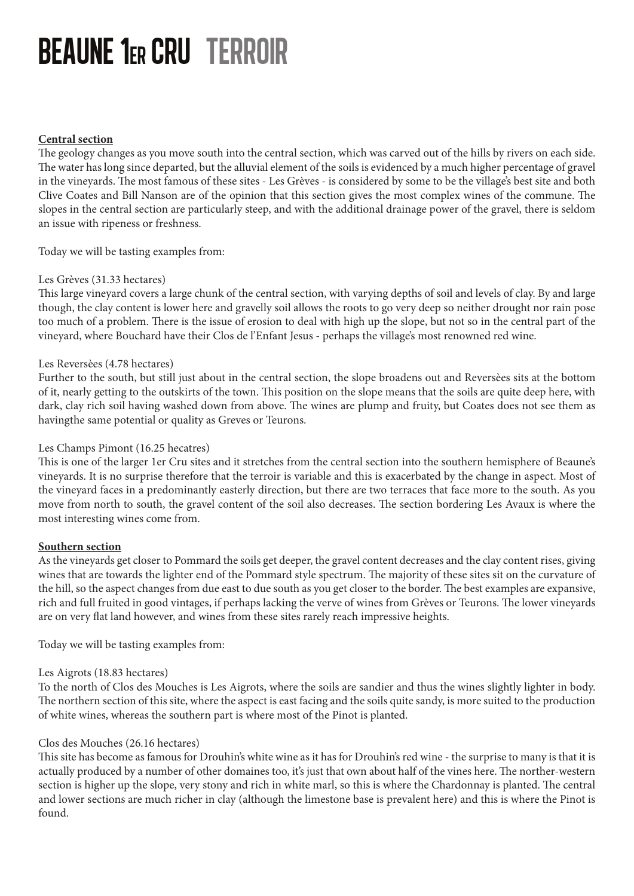# BEAUNE 1ER CRU TERROIR

**Central section**

The geology changes as you move south into the central section, which was carved out of the hills by rivers on each side. The water has long since departed, but the alluvial element of the soils is evidenced by a much higher percentage of gravel in the vineyards. The most famous of these sites - Les Grèves - is considered by some to be the village's best site and both Clive Coates and Bill Nanson are of the opinion that this section gives the most complex wines of the commune. The slopes in the central section are particularly steep, and with the additional drainage power of the gravel, there is seldom an issue with ripeness or freshness.

Today we will be tasting examples from:

Les Grèves (31.33 hectares)
This large vineyard covers a large chunk of the central section, with varying depths of soil and levels of clay. By and large though, the clay content is lower here and gravelly soil allows the roots to go very deep so neither drought nor rain pose too much of a problem. There is the issue of erosion to deal with high up the slope, but not so in the central part of the vineyard, where Bouchard have their Clos de l'Enfant Jesus - perhaps the village's most renowned red wine.

Les Reversèes (4.78 hectares)
Further to the south, but still just about in the central section, the slope broadens out and Reversèes sits at the bottom of it, nearly getting to the outskirts of the town. This position on the slope means that the soils are quite deep here, with dark, clay rich soil having washed down from above. The wines are plump and fruity, but Coates does not see them as havingthe same potential or quality as Greves or Teurons.

Les Champs Pimont (16.25 hecatres)
This is one of the larger 1er Cru sites and it stretches from the central section into the southern hemisphere of Beaune's vineyards. It is no surprise therefore that the terroir is variable and this is exacerbated by the change in aspect. Most of the vineyard faces in a predominantly easterly direction, but there are two terraces that face more to the south. As you move from north to south, the gravel content of the soil also decreases. The section bordering Les Avaux is where the most interesting wines come from.

**Southern section**

As the vineyards get closer to Pommard the soils get deeper, the gravel content decreases and the clay content rises, giving wines that are towards the lighter end of the Pommard style spectrum. The majority of these sites sit on the curvature of the hill, so the aspect changes from due east to due south as you get closer to the border. The best examples are expansive, rich and full fruited in good vintages, if perhaps lacking the verve of wines from Grèves or Teurons. The lower vineyards are on very flat land however, and wines from these sites rarely reach impressive heights.

Today we will be tasting examples from:

Les Aigrots (18.83 hectares)
To the north of Clos des Mouches is Les Aigrots, where the soils are sandier and thus the wines slightly lighter in body. The northern section of this site, where the aspect is east facing and the soils quite sandy, is more suited to the production of white wines, whereas the southern part is where most of the Pinot is planted.

Clos des Mouches (26.16 hectares)
This site has become as famous for Drouhin's white wine as it has for Drouhin's red wine - the surprise to many is that it is actually produced by a number of other domaines too, it's just that own about half of the vines here. The norther-western section is higher up the slope, very stony and rich in white marl, so this is where the Chardonnay is planted. The central and lower sections are much richer in clay (although the limestone base is prevalent here) and this is where the Pinot is found.